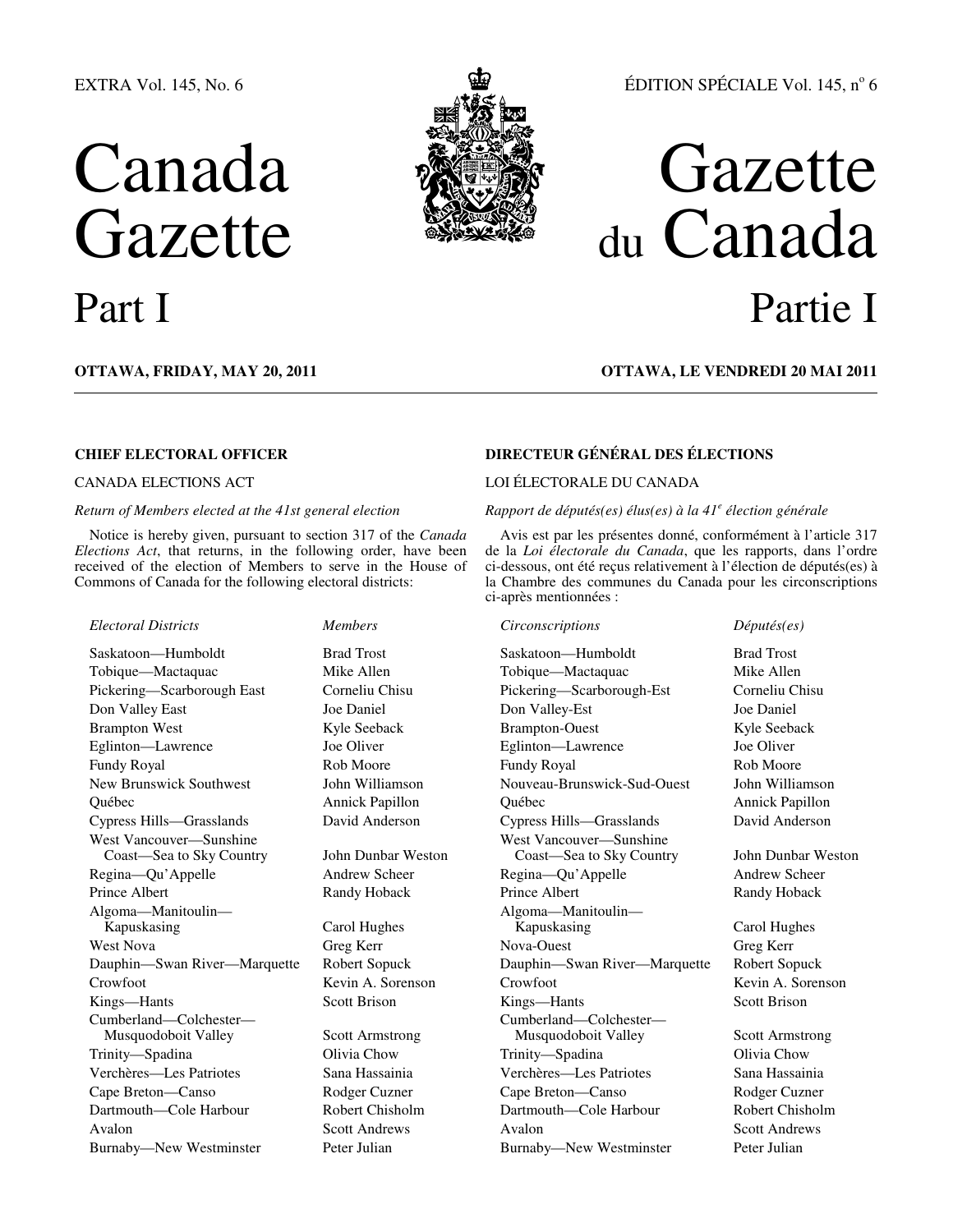EXTRA Vol. 145, No. 6 — ÉDITION SPÉCIALE Vol. 145, nº 6

# Canada Gazette Part I

# Gazette du Canada Partie I

**OTTAWA, FRIDAY, MAY 20, 2011** — **OTTAWA, LE VENDREDI 20 MAI 2011**

## CHIEF ELECTORAL OFFICER

### CANADA ELECTIONS ACT

*Return of Members elected at the 41st general election*

Notice is hereby given, pursuant to section 317 of the *Canada Elections Act*, that returns, in the following order, have been received of the election of Members to serve in the House of Commons of Canada for the following electoral districts:

| *Electoral Districts* | *Members* |
|---|---|
| Saskatoon—Humboldt | Brad Trost |
| Tobique—Mactaquac | Mike Allen |
| Pickering—Scarborough East | Corneliu Chisu |
| Don Valley East | Joe Daniel |
| Brampton West | Kyle Seeback |
| Eglinton—Lawrence | Joe Oliver |
| Fundy Royal | Rob Moore |
| New Brunswick Southwest | John Williamson |
| Québec | Annick Papillon |
| Cypress Hills—Grasslands | David Anderson |
| West Vancouver—Sunshine Coast—Sea to Sky Country | John Dunbar Weston |
| Regina—Qu'Appelle | Andrew Scheer |
| Prince Albert | Randy Hoback |
| Algoma—Manitoulin—Kapuskasing | Carol Hughes |
| West Nova | Greg Kerr |
| Dauphin—Swan River—Marquette | Robert Sopuck |
| Crowfoot | Kevin A. Sorenson |
| Kings—Hants | Scott Brison |
| Cumberland—Colchester—Musquodoboit Valley | Scott Armstrong |
| Trinity—Spadina | Olivia Chow |
| Verchères—Les Patriotes | Sana Hassainia |
| Cape Breton—Canso | Rodger Cuzner |
| Dartmouth—Cole Harbour | Robert Chisholm |
| Avalon | Scott Andrews |
| Burnaby—New Westminster | Peter Julian |

## DIRECTEUR GÉNÉRAL DES ÉLECTIONS

### LOI ÉLECTORALE DU CANADA

*Rapport de députés(es) élus(es) à la 41e élection générale*

Avis est par les présentes donné, conformément à l'article 317 de la *Loi électorale du Canada*, que les rapports, dans l'ordre ci-dessous, ont été reçus relativement à l'élection de députés(es) à la Chambre des communes du Canada pour les circonscriptions ci-après mentionnées :

| *Circonscriptions* | *Députés(es)* |
|---|---|
| Saskatoon—Humboldt | Brad Trost |
| Tobique—Mactaquac | Mike Allen |
| Pickering—Scarborough-Est | Corneliu Chisu |
| Don Valley-Est | Joe Daniel |
| Brampton-Ouest | Kyle Seeback |
| Eglinton—Lawrence | Joe Oliver |
| Fundy Royal | Rob Moore |
| Nouveau-Brunswick-Sud-Ouest | John Williamson |
| Québec | Annick Papillon |
| Cypress Hills—Grasslands | David Anderson |
| West Vancouver—Sunshine Coast—Sea to Sky Country | John Dunbar Weston |
| Regina—Qu'Appelle | Andrew Scheer |
| Prince Albert | Randy Hoback |
| Algoma—Manitoulin—Kapuskasing | Carol Hughes |
| Nova-Ouest | Greg Kerr |
| Dauphin—Swan River—Marquette | Robert Sopuck |
| Crowfoot | Kevin A. Sorenson |
| Kings—Hants | Scott Brison |
| Cumberland—Colchester—Musquodoboit Valley | Scott Armstrong |
| Trinity—Spadina | Olivia Chow |
| Verchères—Les Patriotes | Sana Hassainia |
| Cape Breton—Canso | Rodger Cuzner |
| Dartmouth—Cole Harbour | Robert Chisholm |
| Avalon | Scott Andrews |
| Burnaby—New Westminster | Peter Julian |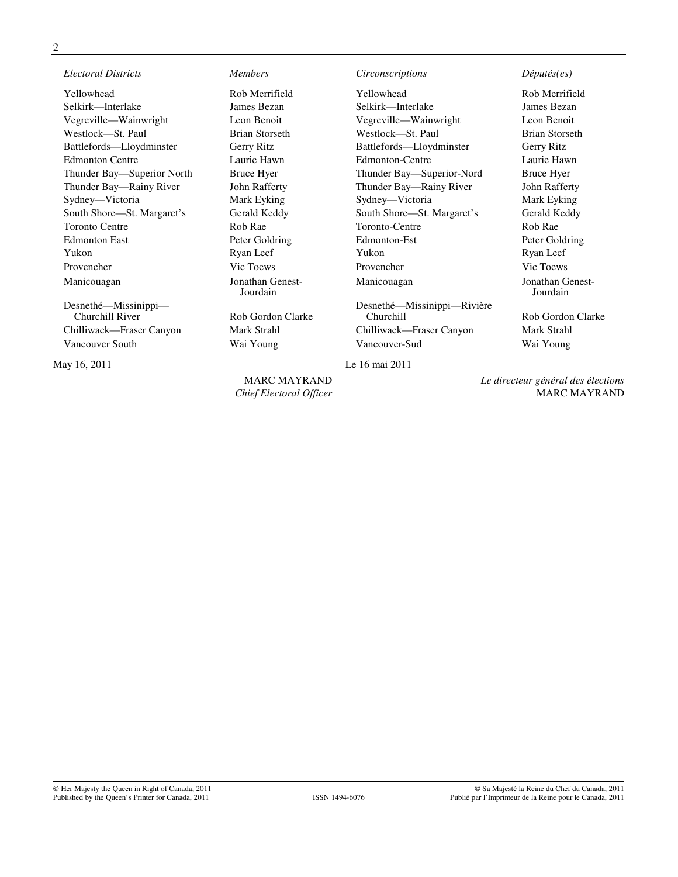| *Electoral Districts* | *Members* | *Circonscriptions* | *Députés(es)* |
| --- | --- | --- | --- |
| Yellowhead | Rob Merrifield | Yellowhead | Rob Merrifield |
| Selkirk—Interlake | James Bezan | Selkirk—Interlake | James Bezan |
| Vegreville—Wainwright | Leon Benoit | Vegreville—Wainwright | Leon Benoit |
| Westlock—St. Paul | Brian Storseth | Westlock—St. Paul | Brian Storseth |
| Battlefords—Lloydminster | Gerry Ritz | Battlefords—Lloydminster | Gerry Ritz |
| Edmonton Centre | Laurie Hawn | Edmonton-Centre | Laurie Hawn |
| Thunder Bay—Superior North | Bruce Hyer | Thunder Bay—Superior-Nord | Bruce Hyer |
| Thunder Bay—Rainy River | John Rafferty | Thunder Bay—Rainy River | John Rafferty |
| Sydney—Victoria | Mark Eyking | Sydney—Victoria | Mark Eyking |
| South Shore—St. Margaret's | Gerald Keddy | South Shore—St. Margaret's | Gerald Keddy |
| Toronto Centre | Rob Rae | Toronto-Centre | Rob Rae |
| Edmonton East | Peter Goldring | Edmonton-Est | Peter Goldring |
| Yukon | Ryan Leef | Yukon | Ryan Leef |
| Provencher | Vic Toews | Provencher | Vic Toews |
| Manicouagan | Jonathan Genest-Jourdain | Manicouagan | Jonathan Genest-Jourdain |
| Desnethé—Missinippi—Churchill River | Rob Gordon Clarke | Desnethé—Missinippi—Rivière Churchill | Rob Gordon Clarke |
| Chilliwack—Fraser Canyon | Mark Strahl | Chilliwack—Fraser Canyon | Mark Strahl |
| Vancouver South | Wai Young | Vancouver-Sud | Wai Young |

May 16, 2011

MARC MAYRAND
*Chief Electoral Officer*

Le 16 mai 2011

*Le directeur général des élections*
MARC MAYRAND

© Her Majesty the Queen in Right of Canada, 2011
Published by the Queen's Printer for Canada, 2011

ISSN 1494-6076

© Sa Majesté la Reine du Chef du Canada, 2011
Publié par l'Imprimeur de la Reine pour le Canada, 2011